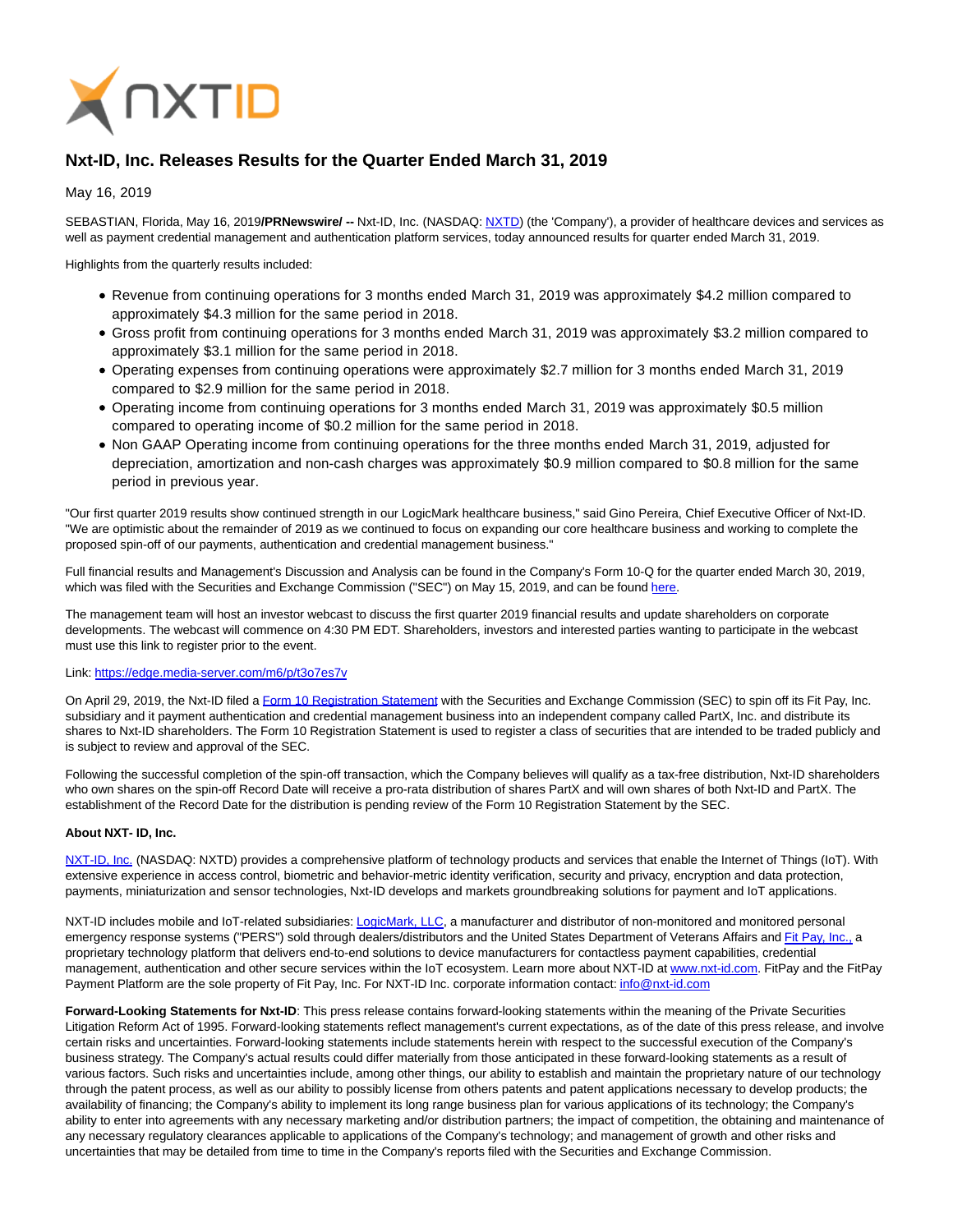# Nxt-ID, Inc. Releases Results for the Quarter Ended March 31, 2019

May 16, 2019

SEBASTIAN, Florida, May 16, 2019 **/PRNewswire/ --** Nxt-ID, Inc. (NASDAQ: NXTD) (the 'Company'), a provider of healthcare devices and services as well as payment credential management and authentication platform services, today announced results for quarter ended March 31, 2019.

Highlights from the quarterly results included:

- Revenue from continuing operations for 3 months ended March 31, 2019 was approximately $4.2 million compared to approximately $4.3 million for the same period in 2018.
- Gross profit from continuing operations for 3 months ended March 31, 2019 was approximately $3.2 million compared to approximately $3.1 million for the same period in 2018.
- Operating expenses from continuing operations were approximately $2.7 million for 3 months ended March 31, 2019 compared to $2.9 million for the same period in 2018.
- Operating income from continuing operations for 3 months ended March 31, 2019 was approximately $0.5 million compared to operating income of $0.2 million for the same period in 2018.
- Non GAAP Operating income from continuing operations for the three months ended March 31, 2019, adjusted for depreciation, amortization and non-cash charges was approximately $0.9 million compared to $0.8 million for the same period in previous year.

"Our first quarter 2019 results show continued strength in our LogicMark healthcare business," said Gino Pereira, Chief Executive Officer of Nxt-ID. "We are optimistic about the remainder of 2019 as we continued to focus on expanding our core healthcare business and working to complete the proposed spin-off of our payments, authentication and credential management business."

Full financial results and Management's Discussion and Analysis can be found in the Company's Form 10-Q for the quarter ended March 30, 2019, which was filed with the Securities and Exchange Commission ("SEC") on May 15, 2019, and can be found here.

The management team will host an investor webcast to discuss the first quarter 2019 financial results and update shareholders on corporate developments. The webcast will commence on 4:30 PM EDT. Shareholders, investors and interested parties wanting to participate in the webcast must use this link to register prior to the event.

Link: https://edge.media-server.com/m6/p/t3o7es7v

On April 29, 2019, the Nxt-ID filed a Form 10 Registration Statement with the Securities and Exchange Commission (SEC) to spin off its Fit Pay, Inc. subsidiary and it payment authentication and credential management business into an independent company called PartX, Inc. and distribute its shares to Nxt-ID shareholders. The Form 10 Registration Statement is used to register a class of securities that are intended to be traded publicly and is subject to review and approval of the SEC.

Following the successful completion of the spin-off transaction, which the Company believes will qualify as a tax-free distribution, Nxt-ID shareholders who own shares on the spin-off Record Date will receive a pro-rata distribution of shares PartX and will own shares of both Nxt-ID and PartX. The establishment of the Record Date for the distribution is pending review of the Form 10 Registration Statement by the SEC.

**About NXT- ID, Inc.**

NXT-ID, Inc. (NASDAQ: NXTD) provides a comprehensive platform of technology products and services that enable the Internet of Things (IoT). With extensive experience in access control, biometric and behavior-metric identity verification, security and privacy, encryption and data protection, payments, miniaturization and sensor technologies, Nxt-ID develops and markets groundbreaking solutions for payment and IoT applications.

NXT-ID includes mobile and IoT-related subsidiaries: LogicMark, LLC, a manufacturer and distributor of non-monitored and monitored personal emergency response systems ("PERS") sold through dealers/distributors and the United States Department of Veterans Affairs and Fit Pay, Inc., a proprietary technology platform that delivers end-to-end solutions to device manufacturers for contactless payment capabilities, credential management, authentication and other secure services within the IoT ecosystem. Learn more about NXT-ID at www.nxt-id.com. FitPay and the FitPay Payment Platform are the sole property of Fit Pay, Inc. For NXT-ID Inc. corporate information contact: info@nxt-id.com

**Forward-Looking Statements for Nxt-ID**: This press release contains forward-looking statements within the meaning of the Private Securities Litigation Reform Act of 1995. Forward-looking statements reflect management's current expectations, as of the date of this press release, and involve certain risks and uncertainties. Forward-looking statements include statements herein with respect to the successful execution of the Company's business strategy. The Company's actual results could differ materially from those anticipated in these forward-looking statements as a result of various factors. Such risks and uncertainties include, among other things, our ability to establish and maintain the proprietary nature of our technology through the patent process, as well as our ability to possibly license from others patents and patent applications necessary to develop products; the availability of financing; the Company's ability to implement its long range business plan for various applications of its technology; the Company's ability to enter into agreements with any necessary marketing and/or distribution partners; the impact of competition, the obtaining and maintenance of any necessary regulatory clearances applicable to applications of the Company's technology; and management of growth and other risks and uncertainties that may be detailed from time to time in the Company's reports filed with the Securities and Exchange Commission.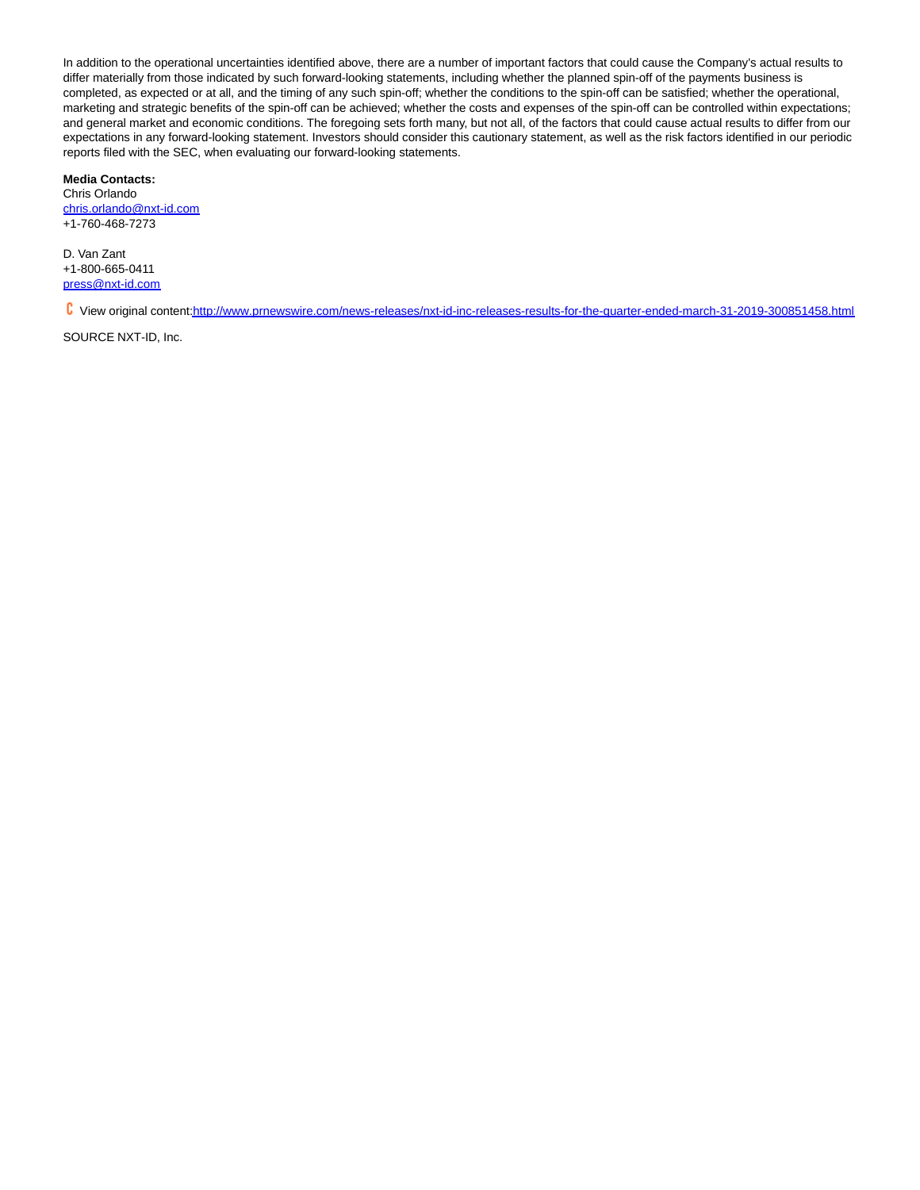In addition to the operational uncertainties identified above, there are a number of important factors that could cause the Company's actual results to differ materially from those indicated by such forward-looking statements, including whether the planned spin-off of the payments business is completed, as expected or at all, and the timing of any such spin-off; whether the conditions to the spin-off can be satisfied; whether the operational, marketing and strategic benefits of the spin-off can be achieved; whether the costs and expenses of the spin-off can be controlled within expectations; and general market and economic conditions. The foregoing sets forth many, but not all, of the factors that could cause actual results to differ from our expectations in any forward-looking statement. Investors should consider this cautionary statement, as well as the risk factors identified in our periodic reports filed with the SEC, when evaluating our forward-looking statements.

**Media Contacts:**
Chris Orlando
chris.orlando@nxt-id.com
+1-760-468-7273

D. Van Zant
+1-800-665-0411
press@nxt-id.com

View original content:http://www.prnewswire.com/news-releases/nxt-id-inc-releases-results-for-the-quarter-ended-march-31-2019-300851458.html

SOURCE NXT-ID, Inc.